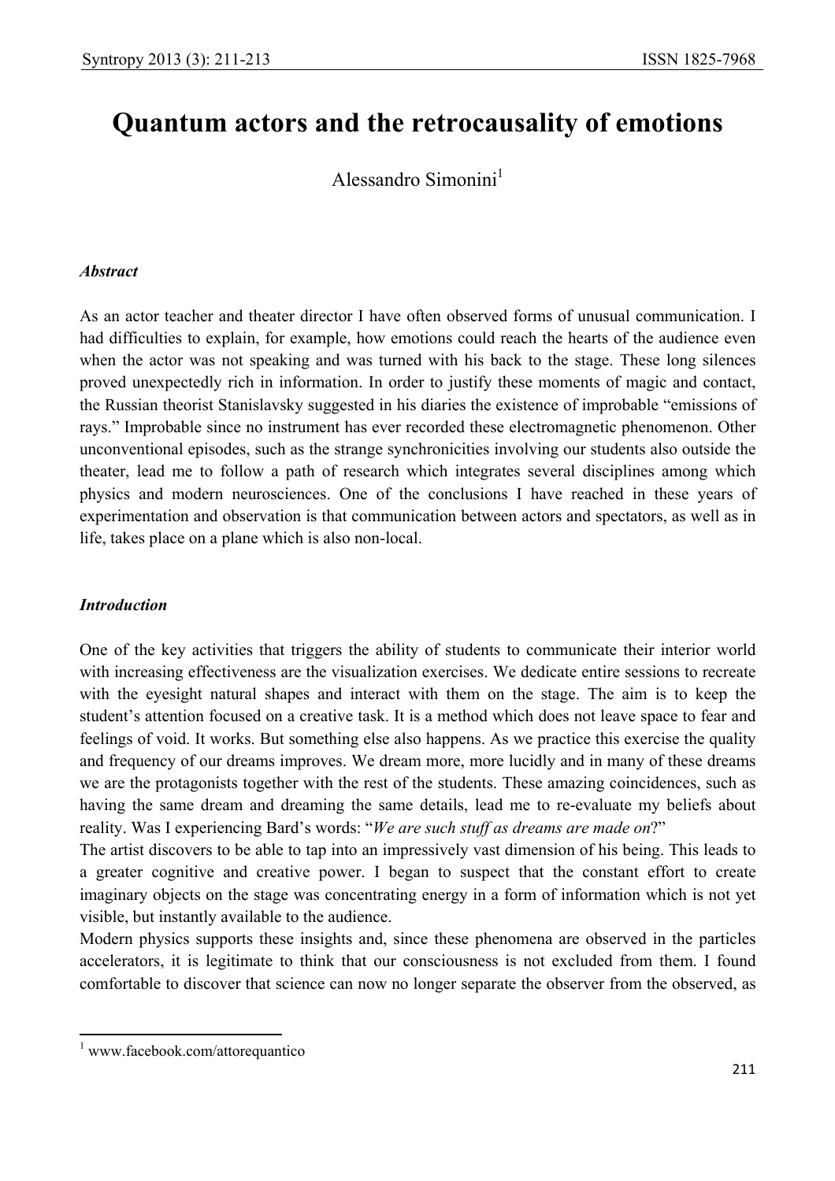# Quantum actors and the retrocausality of emotions

Alessandro Simonini[1]

***Abstract***

As an actor teacher and theater director I have often observed forms of unusual communication. I had difficulties to explain, for example, how emotions could reach the hearts of the audience even when the actor was not speaking and was turned with his back to the stage. These long silences proved unexpectedly rich in information. In order to justify these moments of magic and contact, the Russian theorist Stanislavsky suggested in his diaries the existence of improbable "emissions of rays." Improbable since no instrument has ever recorded these electromagnetic phenomenon. Other unconventional episodes, such as the strange synchronicities involving our students also outside the theater, lead me to follow a path of research which integrates several disciplines among which physics and modern neurosciences. One of the conclusions I have reached in these years of experimentation and observation is that communication between actors and spectators, as well as in life, takes place on a plane which is also non-local.

***Introduction***

One of the key activities that triggers the ability of students to communicate their interior world with increasing effectiveness are the visualization exercises. We dedicate entire sessions to recreate with the eyesight natural shapes and interact with them on the stage. The aim is to keep the student's attention focused on a creative task. It is a method which does not leave space to fear and feelings of void. It works. But something else also happens. As we practice this exercise the quality and frequency of our dreams improves. We dream more, more lucidly and in many of these dreams we are the protagonists together with the rest of the students. These amazing coincidences, such as having the same dream and dreaming the same details, lead me to re-evaluate my beliefs about reality. Was I experiencing Bard's words: "*We are such stuff as dreams are made on*?"

The artist discovers to be able to tap into an impressively vast dimension of his being. This leads to a greater cognitive and creative power. I began to suspect that the constant effort to create imaginary objects on the stage was concentrating energy in a form of information which is not yet visible, but instantly available to the audience.

Modern physics supports these insights and, since these phenomena are observed in the particles accelerators, it is legitimate to think that our consciousness is not excluded from them. I found comfortable to discover that science can now no longer separate the observer from the observed, as

[1] www.facebook.com/attorequantico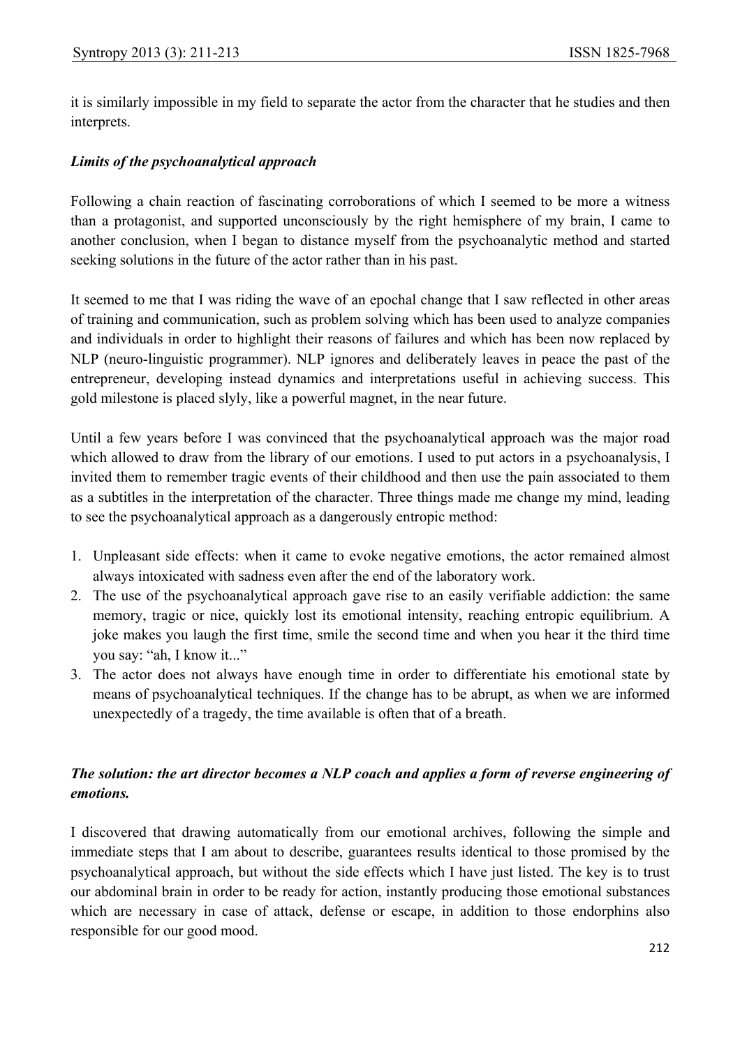it is similarly impossible in my field to separate the actor from the character that he studies and then interprets.

***Limits of the psychoanalytical approach***

Following a chain reaction of fascinating corroborations of which I seemed to be more a witness than a protagonist, and supported unconsciously by the right hemisphere of my brain, I came to another conclusion, when I began to distance myself from the psychoanalytic method and started seeking solutions in the future of the actor rather than in his past.

It seemed to me that I was riding the wave of an epochal change that I saw reflected in other areas of training and communication, such as problem solving which has been used to analyze companies and individuals in order to highlight their reasons of failures and which has been now replaced by NLP (neuro-linguistic programmer). NLP ignores and deliberately leaves in peace the past of the entrepreneur, developing instead dynamics and interpretations useful in achieving success. This gold milestone is placed slyly, like a powerful magnet, in the near future.

Until a few years before I was convinced that the psychoanalytical approach was the major road which allowed to draw from the library of our emotions. I used to put actors in a psychoanalysis, I invited them to remember tragic events of their childhood and then use the pain associated to them as a subtitles in the interpretation of the character. Three things made me change my mind, leading to see the psychoanalytical approach as a dangerously entropic method:

1. Unpleasant side effects: when it came to evoke negative emotions, the actor remained almost always intoxicated with sadness even after the end of the laboratory work.
2. The use of the psychoanalytical approach gave rise to an easily verifiable addiction: the same memory, tragic or nice, quickly lost its emotional intensity, reaching entropic equilibrium. A joke makes you laugh the first time, smile the second time and when you hear it the third time you say: "ah, I know it..."
3. The actor does not always have enough time in order to differentiate his emotional state by means of psychoanalytical techniques. If the change has to be abrupt, as when we are informed unexpectedly of a tragedy, the time available is often that of a breath.

***The solution: the art director becomes a NLP coach and applies a form of reverse engineering of emotions.***

I discovered that drawing automatically from our emotional archives, following the simple and immediate steps that I am about to describe, guarantees results identical to those promised by the psychoanalytical approach, but without the side effects which I have just listed. The key is to trust our abdominal brain in order to be ready for action, instantly producing those emotional substances which are necessary in case of attack, defense or escape, in addition to those endorphins also responsible for our good mood.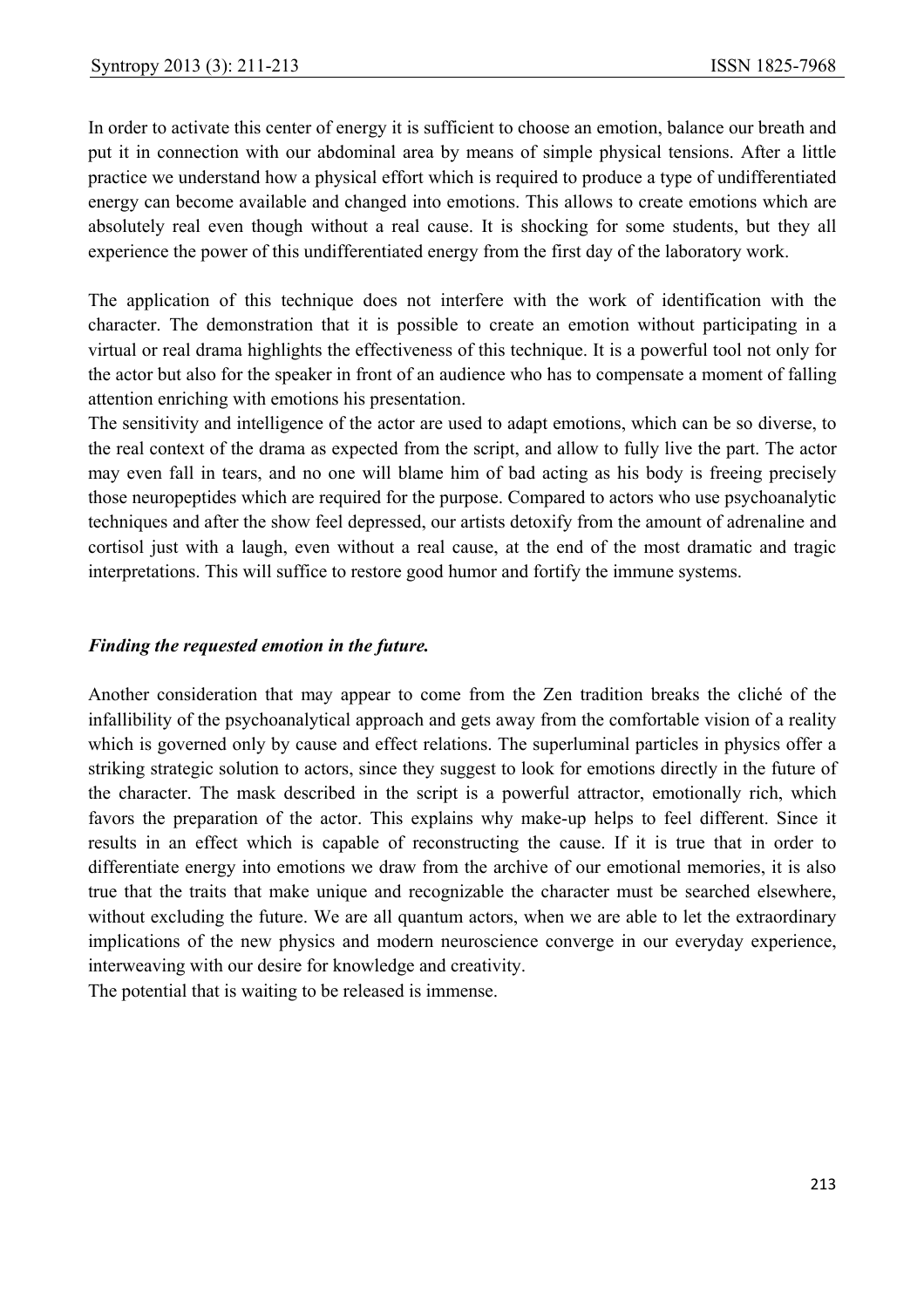In order to activate this center of energy it is sufficient to choose an emotion, balance our breath and put it in connection with our abdominal area by means of simple physical tensions. After a little practice we understand how a physical effort which is required to produce a type of undifferentiated energy can become available and changed into emotions. This allows to create emotions which are absolutely real even though without a real cause. It is shocking for some students, but they all experience the power of this undifferentiated energy from the first day of the laboratory work.

The application of this technique does not interfere with the work of identification with the character. The demonstration that it is possible to create an emotion without participating in a virtual or real drama highlights the effectiveness of this technique. It is a powerful tool not only for the actor but also for the speaker in front of an audience who has to compensate a moment of falling attention enriching with emotions his presentation.

The sensitivity and intelligence of the actor are used to adapt emotions, which can be so diverse, to the real context of the drama as expected from the script, and allow to fully live the part. The actor may even fall in tears, and no one will blame him of bad acting as his body is freeing precisely those neuropeptides which are required for the purpose. Compared to actors who use psychoanalytic techniques and after the show feel depressed, our artists detoxify from the amount of adrenaline and cortisol just with a laugh, even without a real cause, at the end of the most dramatic and tragic interpretations. This will suffice to restore good humor and fortify the immune systems.

### *Finding the requested emotion in the future.*

Another consideration that may appear to come from the Zen tradition breaks the cliché of the infallibility of the psychoanalytical approach and gets away from the comfortable vision of a reality which is governed only by cause and effect relations. The superluminal particles in physics offer a striking strategic solution to actors, since they suggest to look for emotions directly in the future of the character. The mask described in the script is a powerful attractor, emotionally rich, which favors the preparation of the actor. This explains why make-up helps to feel different. Since it results in an effect which is capable of reconstructing the cause. If it is true that in order to differentiate energy into emotions we draw from the archive of our emotional memories, it is also true that the traits that make unique and recognizable the character must be searched elsewhere, without excluding the future. We are all quantum actors, when we are able to let the extraordinary implications of the new physics and modern neuroscience converge in our everyday experience, interweaving with our desire for knowledge and creativity.

The potential that is waiting to be released is immense.